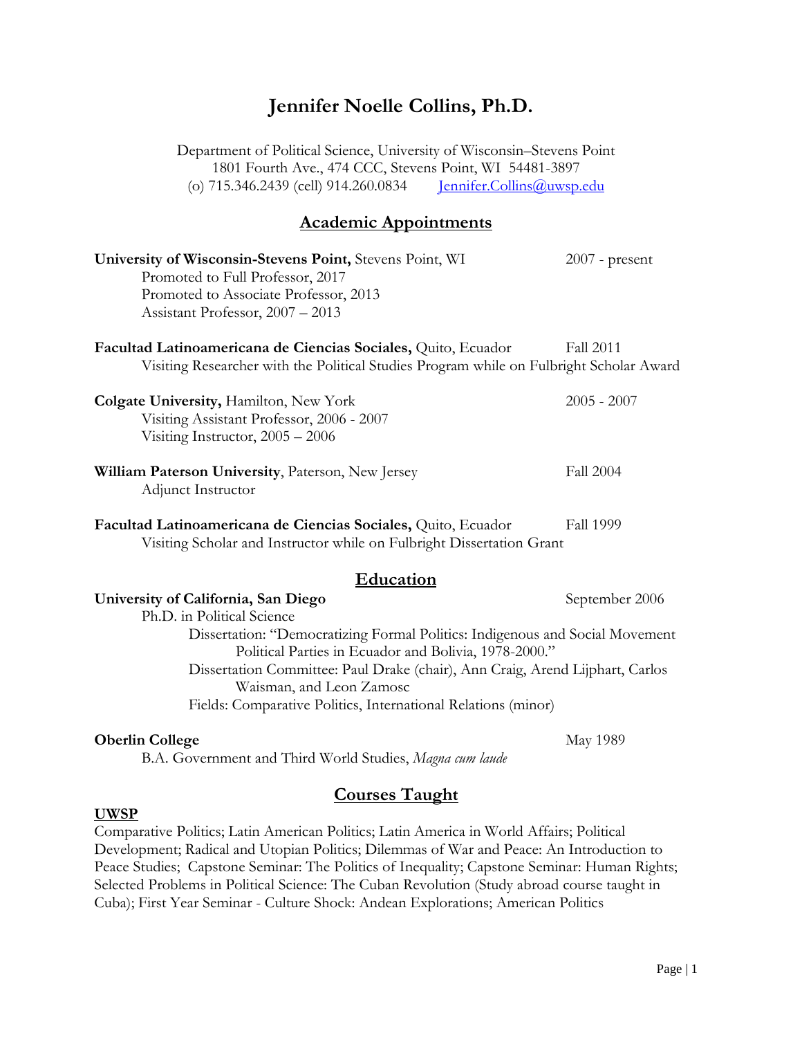# Jennifer Noelle Collins, Ph.D.

Department of Political Science, University of Wisconsin–Stevens Point
1801 Fourth Ave., 474 CCC, Stevens Point, WI 54481-3897
(o) 715.346.2439 (cell) 914.260.0834 Jennifer.Collins@uwsp.edu

## Academic Appointments

**University of Wisconsin-Stevens Point,** Stevens Point, WI — 2007 - present
- Promoted to Full Professor, 2017
- Promoted to Associate Professor, 2013
- Assistant Professor, 2007 – 2013

**Facultad Latinoamericana de Ciencias Sociales,** Quito, Ecuador — Fall 2011
- Visiting Researcher with the Political Studies Program while on Fulbright Scholar Award

**Colgate University,** Hamilton, New York — 2005 - 2007
- Visiting Assistant Professor, 2006 - 2007
- Visiting Instructor, 2005 – 2006

**William Paterson University**, Paterson, New Jersey — Fall 2004
- Adjunct Instructor

**Facultad Latinoamericana de Ciencias Sociales,** Quito, Ecuador — Fall 1999
- Visiting Scholar and Instructor while on Fulbright Dissertation Grant

## Education

**University of California, San Diego** — September 2006
- Ph.D. in Political Science
  - Dissertation: "Democratizing Formal Politics: Indigenous and Social Movement Political Parties in Ecuador and Bolivia, 1978-2000."
  - Dissertation Committee: Paul Drake (chair), Ann Craig, Arend Lijphart, Carlos Waisman, and Leon Zamosc
  - Fields: Comparative Politics, International Relations (minor)

**Oberlin College** — May 1989
- B.A. Government and Third World Studies, *Magna cum laude*

## Courses Taught

**UWSP**

Comparative Politics; Latin American Politics; Latin America in World Affairs; Political Development; Radical and Utopian Politics; Dilemmas of War and Peace: An Introduction to Peace Studies; Capstone Seminar: The Politics of Inequality; Capstone Seminar: Human Rights; Selected Problems in Political Science: The Cuban Revolution (Study abroad course taught in Cuba); First Year Seminar - Culture Shock: Andean Explorations; American Politics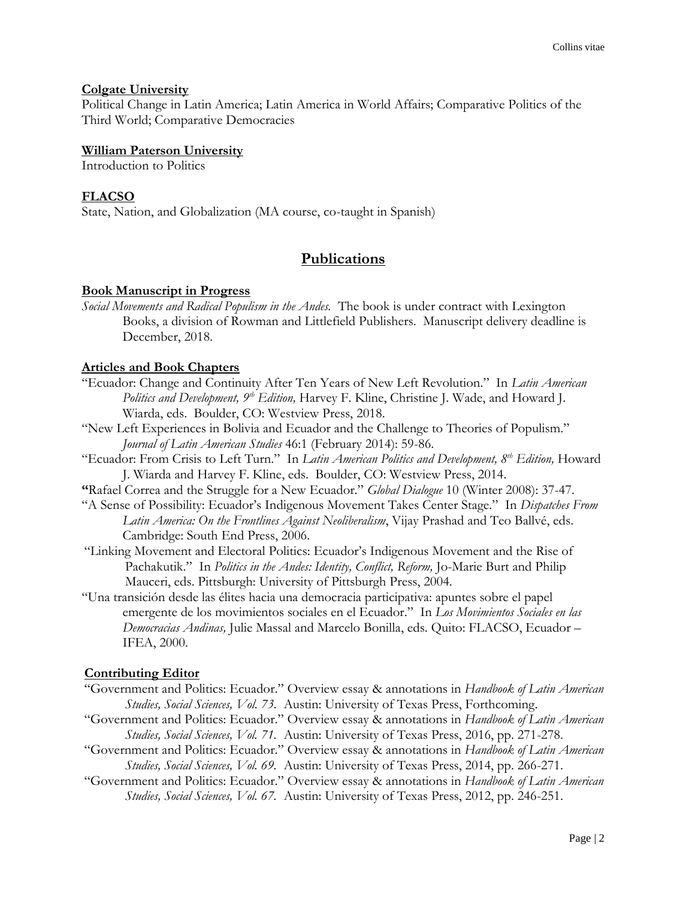**Colgate University**
Political Change in Latin America; Latin America in World Affairs; Comparative Politics of the Third World; Comparative Democracies

**William Paterson University**
Introduction to Politics

**FLACSO**
State, Nation, and Globalization (MA course, co-taught in Spanish)

## Publications

**Book Manuscript in Progress**

*Social Movements and Radical Populism in the Andes.* The book is under contract with Lexington Books, a division of Rowman and Littlefield Publishers. Manuscript delivery deadline is December, 2018.

**Articles and Book Chapters**

"Ecuador: Change and Continuity After Ten Years of New Left Revolution." In *Latin American Politics and Development, 9th Edition,* Harvey F. Kline, Christine J. Wade, and Howard J. Wiarda, eds. Boulder, CO: Westview Press, 2018.

"New Left Experiences in Bolivia and Ecuador and the Challenge to Theories of Populism." *Journal of Latin American Studies* 46:1 (February 2014): 59-86.

"Ecuador: From Crisis to Left Turn." In *Latin American Politics and Development, 8th Edition,* Howard J. Wiarda and Harvey F. Kline, eds. Boulder, CO: Westview Press, 2014.

"Rafael Correa and the Struggle for a New Ecuador." *Global Dialogue* 10 (Winter 2008): 37-47.

"A Sense of Possibility: Ecuador's Indigenous Movement Takes Center Stage." In *Dispatches From Latin America: On the Frontlines Against Neoliberalism*, Vijay Prashad and Teo Ballvé, eds. Cambridge: South End Press, 2006.

"Linking Movement and Electoral Politics: Ecuador's Indigenous Movement and the Rise of Pachakutik." In *Politics in the Andes: Identity, Conflict, Reform,* Jo-Marie Burt and Philip Mauceri, eds. Pittsburgh: University of Pittsburgh Press, 2004.

"Una transición desde las élites hacia una democracia participativa: apuntes sobre el papel emergente de los movimientos sociales en el Ecuador." In *Los Movimientos Sociales en las Democracias Andinas,* Julie Massal and Marcelo Bonilla, eds. Quito: FLACSO, Ecuador – IFEA, 2000.

**Contributing Editor**

"Government and Politics: Ecuador." Overview essay & annotations in *Handbook of Latin American Studies, Social Sciences, Vol. 73*. Austin: University of Texas Press, Forthcoming.

"Government and Politics: Ecuador." Overview essay & annotations in *Handbook of Latin American Studies, Social Sciences, Vol. 71*. Austin: University of Texas Press, 2016, pp. 271-278.

"Government and Politics: Ecuador." Overview essay & annotations in *Handbook of Latin American Studies, Social Sciences, Vol. 69*. Austin: University of Texas Press, 2014, pp. 266-271.

"Government and Politics: Ecuador." Overview essay & annotations in *Handbook of Latin American Studies, Social Sciences, Vol. 67*. Austin: University of Texas Press, 2012, pp. 246-251.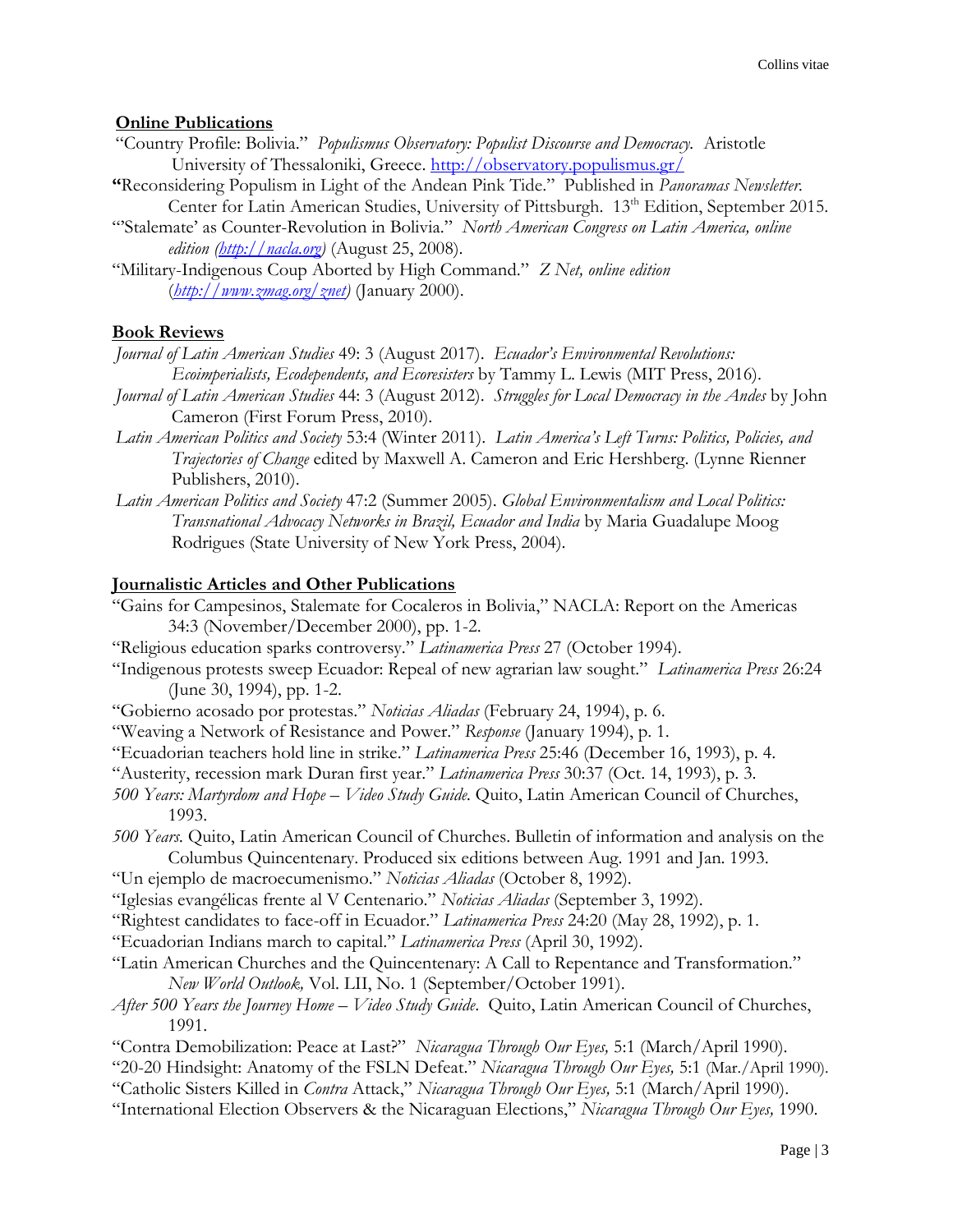## Online Publications

"Country Profile: Bolivia." *Populismus Observatory: Populist Discourse and Democracy.* Aristotle University of Thessaloniki, Greece. http://observatory.populismus.gr/

**"**Reconsidering Populism in Light of the Andean Pink Tide." Published in *Panoramas Newsletter.* Center for Latin American Studies, University of Pittsburgh. 13th Edition, September 2015.

"'Stalemate' as Counter-Revolution in Bolivia." *North American Congress on Latin America, online edition (http://nacla.org)* (August 25, 2008).

"Military-Indigenous Coup Aborted by High Command." *Z Net, online edition* (*http://www.zmag.org/znet)* (January 2000).

## Book Reviews

*Journal of Latin American Studies* 49: 3 (August 2017). *Ecuador's Environmental Revolutions: Ecoimperialists, Ecodependents, and Ecoresisters* by Tammy L. Lewis (MIT Press, 2016).

*Journal of Latin American Studies* 44: 3 (August 2012). *Struggles for Local Democracy in the Andes* by John Cameron (First Forum Press, 2010).

*Latin American Politics and Society* 53:4 (Winter 2011). *Latin America's Left Turns: Politics, Policies, and Trajectories of Change* edited by Maxwell A. Cameron and Eric Hershberg. (Lynne Rienner Publishers, 2010).

*Latin American Politics and Society* 47:2 (Summer 2005). *Global Environmentalism and Local Politics: Transnational Advocacy Networks in Brazil, Ecuador and India* by Maria Guadalupe Moog Rodrigues (State University of New York Press, 2004).

## Journalistic Articles and Other Publications

"Gains for Campesinos, Stalemate for Cocaleros in Bolivia," NACLA: Report on the Americas 34:3 (November/December 2000), pp. 1-2.

"Religious education sparks controversy." *Latinamerica Press* 27 (October 1994).

"Indigenous protests sweep Ecuador: Repeal of new agrarian law sought." *Latinamerica Press* 26:24 (June 30, 1994), pp. 1-2.

"Gobierno acosado por protestas." *Noticias Aliadas* (February 24, 1994), p. 6.

"Weaving a Network of Resistance and Power." *Response* (January 1994), p. 1.

"Ecuadorian teachers hold line in strike." *Latinamerica Press* 25:46 (December 16, 1993), p. 4.

"Austerity, recession mark Duran first year." *Latinamerica Press* 30:37 (Oct. 14, 1993), p. 3.

*500 Years: Martyrdom and Hope – Video Study Guide.* Quito, Latin American Council of Churches, 1993.

*500 Years.* Quito, Latin American Council of Churches. Bulletin of information and analysis on the Columbus Quincentenary. Produced six editions between Aug. 1991 and Jan. 1993.

"Un ejemplo de macroecumenismo." *Noticias Aliadas* (October 8, 1992).

"Iglesias evangélicas frente al V Centenario." *Noticias Aliadas* (September 3, 1992).

"Rightest candidates to face-off in Ecuador." *Latinamerica Press* 24:20 (May 28, 1992), p. 1.

"Ecuadorian Indians march to capital." *Latinamerica Press* (April 30, 1992).

"Latin American Churches and the Quincentenary: A Call to Repentance and Transformation." *New World Outlook,* Vol. LII, No. 1 (September/October 1991).

*After 500 Years the Journey Home – Video Study Guide.* Quito, Latin American Council of Churches, 1991.

"Contra Demobilization: Peace at Last?" *Nicaragua Through Our Eyes,* 5:1 (March/April 1990).

"20-20 Hindsight: Anatomy of the FSLN Defeat." *Nicaragua Through Our Eyes,* 5:1 (Mar./April 1990).

"Catholic Sisters Killed in *Contra* Attack," *Nicaragua Through Our Eyes,* 5:1 (March/April 1990).

"International Election Observers & the Nicaraguan Elections," *Nicaragua Through Our Eyes,* 1990.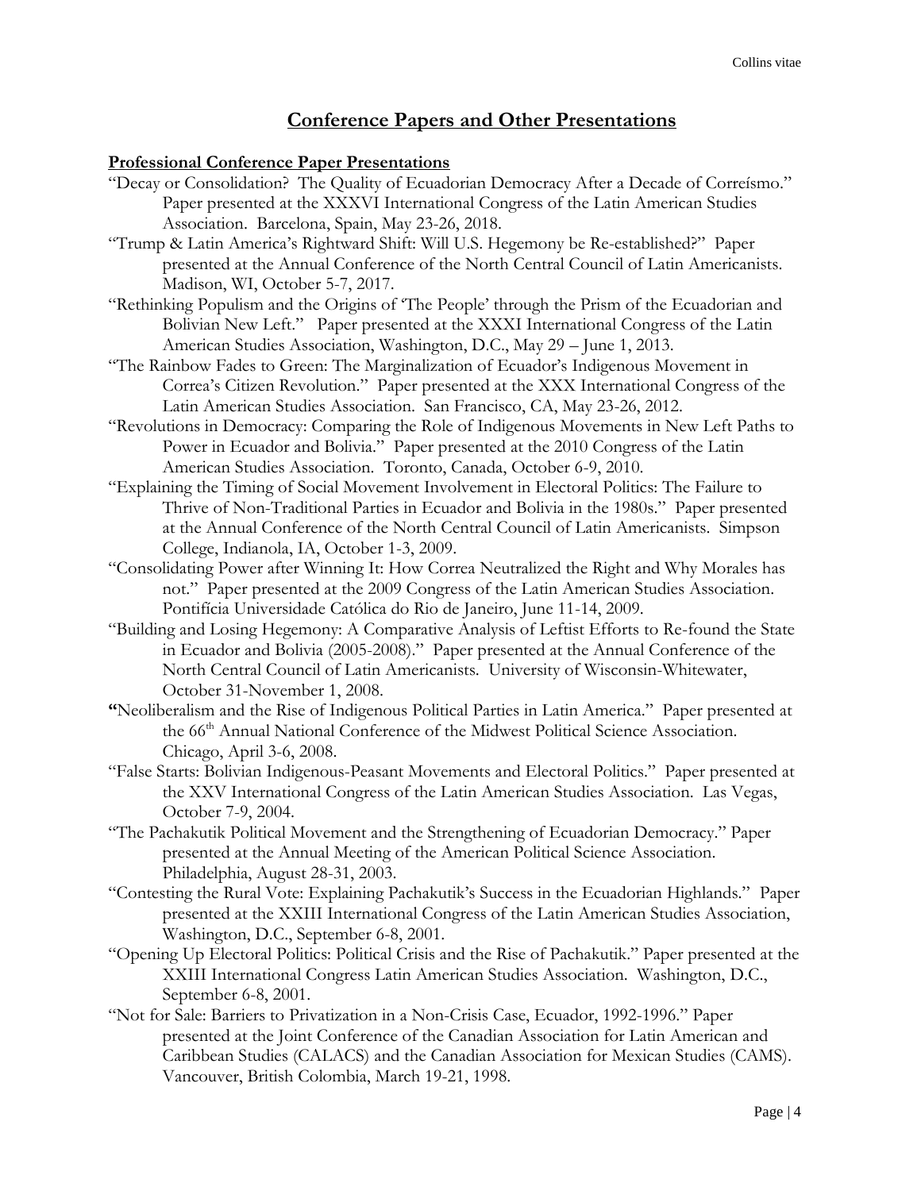# Conference Papers and Other Presentations

## Professional Conference Paper Presentations

"Decay or Consolidation? The Quality of Ecuadorian Democracy After a Decade of Correísmo." Paper presented at the XXXVI International Congress of the Latin American Studies Association. Barcelona, Spain, May 23-26, 2018.

"Trump & Latin America's Rightward Shift: Will U.S. Hegemony be Re-established?" Paper presented at the Annual Conference of the North Central Council of Latin Americanists. Madison, WI, October 5-7, 2017.

"Rethinking Populism and the Origins of 'The People' through the Prism of the Ecuadorian and Bolivian New Left." Paper presented at the XXXI International Congress of the Latin American Studies Association, Washington, D.C., May 29 – June 1, 2013.

"The Rainbow Fades to Green: The Marginalization of Ecuador's Indigenous Movement in Correa's Citizen Revolution." Paper presented at the XXX International Congress of the Latin American Studies Association. San Francisco, CA, May 23-26, 2012.

"Revolutions in Democracy: Comparing the Role of Indigenous Movements in New Left Paths to Power in Ecuador and Bolivia." Paper presented at the 2010 Congress of the Latin American Studies Association. Toronto, Canada, October 6-9, 2010.

"Explaining the Timing of Social Movement Involvement in Electoral Politics: The Failure to Thrive of Non-Traditional Parties in Ecuador and Bolivia in the 1980s." Paper presented at the Annual Conference of the North Central Council of Latin Americanists. Simpson College, Indianola, IA, October 1-3, 2009.

"Consolidating Power after Winning It: How Correa Neutralized the Right and Why Morales has not." Paper presented at the 2009 Congress of the Latin American Studies Association. Pontifícia Universidade Católica do Rio de Janeiro, June 11-14, 2009.

"Building and Losing Hegemony: A Comparative Analysis of Leftist Efforts to Re-found the State in Ecuador and Bolivia (2005-2008)." Paper presented at the Annual Conference of the North Central Council of Latin Americanists. University of Wisconsin-Whitewater, October 31-November 1, 2008.

"Neoliberalism and the Rise of Indigenous Political Parties in Latin America." Paper presented at the 66th Annual National Conference of the Midwest Political Science Association. Chicago, April 3-6, 2008.

"False Starts: Bolivian Indigenous-Peasant Movements and Electoral Politics." Paper presented at the XXV International Congress of the Latin American Studies Association. Las Vegas, October 7-9, 2004.

"The Pachakutik Political Movement and the Strengthening of Ecuadorian Democracy." Paper presented at the Annual Meeting of the American Political Science Association. Philadelphia, August 28-31, 2003.

"Contesting the Rural Vote: Explaining Pachakutik's Success in the Ecuadorian Highlands." Paper presented at the XXIII International Congress of the Latin American Studies Association, Washington, D.C., September 6-8, 2001.

"Opening Up Electoral Politics: Political Crisis and the Rise of Pachakutik." Paper presented at the XXIII International Congress Latin American Studies Association. Washington, D.C., September 6-8, 2001.

"Not for Sale: Barriers to Privatization in a Non-Crisis Case, Ecuador, 1992-1996." Paper presented at the Joint Conference of the Canadian Association for Latin American and Caribbean Studies (CALACS) and the Canadian Association for Mexican Studies (CAMS). Vancouver, British Colombia, March 19-21, 1998.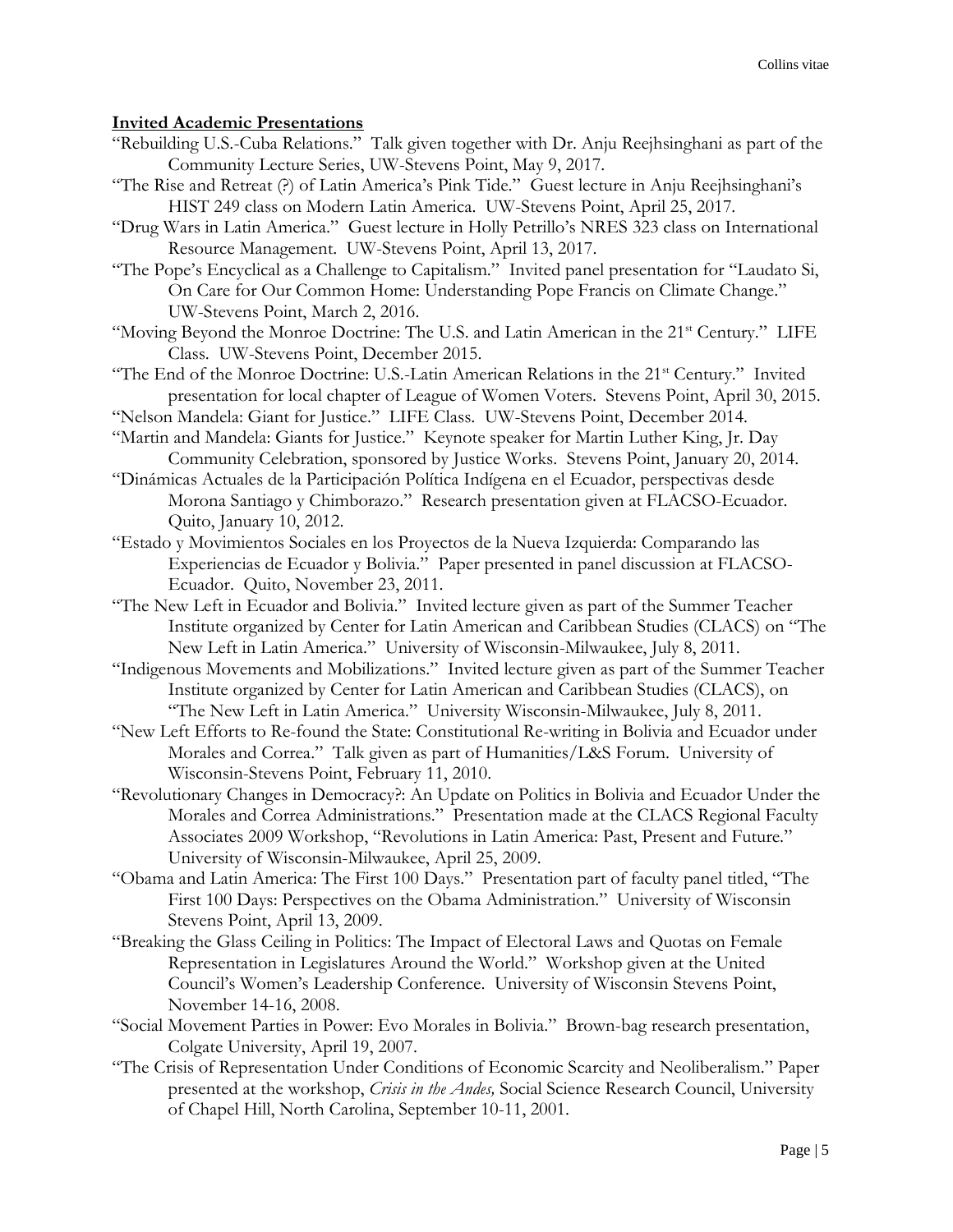**Invited Academic Presentations**

"Rebuilding U.S.-Cuba Relations." Talk given together with Dr. Anju Reejhsinghani as part of the Community Lecture Series, UW-Stevens Point, May 9, 2017.

"The Rise and Retreat (?) of Latin America's Pink Tide." Guest lecture in Anju Reejhsinghani's HIST 249 class on Modern Latin America. UW-Stevens Point, April 25, 2017.

"Drug Wars in Latin America." Guest lecture in Holly Petrillo's NRES 323 class on International Resource Management. UW-Stevens Point, April 13, 2017.

"The Pope's Encyclical as a Challenge to Capitalism." Invited panel presentation for "Laudato Si, On Care for Our Common Home: Understanding Pope Francis on Climate Change." UW-Stevens Point, March 2, 2016.

"Moving Beyond the Monroe Doctrine: The U.S. and Latin American in the 21st Century." LIFE Class. UW-Stevens Point, December 2015.

"The End of the Monroe Doctrine: U.S.-Latin American Relations in the 21st Century." Invited presentation for local chapter of League of Women Voters. Stevens Point, April 30, 2015.

"Nelson Mandela: Giant for Justice." LIFE Class. UW-Stevens Point, December 2014.

"Martin and Mandela: Giants for Justice." Keynote speaker for Martin Luther King, Jr. Day Community Celebration, sponsored by Justice Works. Stevens Point, January 20, 2014.

"Dinámicas Actuales de la Participación Política Indígena en el Ecuador, perspectivas desde Morona Santiago y Chimborazo." Research presentation given at FLACSO-Ecuador. Quito, January 10, 2012.

"Estado y Movimientos Sociales en los Proyectos de la Nueva Izquierda: Comparando las Experiencias de Ecuador y Bolivia." Paper presented in panel discussion at FLACSO-Ecuador. Quito, November 23, 2011.

"The New Left in Ecuador and Bolivia." Invited lecture given as part of the Summer Teacher Institute organized by Center for Latin American and Caribbean Studies (CLACS) on "The New Left in Latin America." University of Wisconsin-Milwaukee, July 8, 2011.

"Indigenous Movements and Mobilizations." Invited lecture given as part of the Summer Teacher Institute organized by Center for Latin American and Caribbean Studies (CLACS), on "The New Left in Latin America." University Wisconsin-Milwaukee, July 8, 2011.

"New Left Efforts to Re-found the State: Constitutional Re-writing in Bolivia and Ecuador under Morales and Correa." Talk given as part of Humanities/L&S Forum. University of Wisconsin-Stevens Point, February 11, 2010.

"Revolutionary Changes in Democracy?: An Update on Politics in Bolivia and Ecuador Under the Morales and Correa Administrations." Presentation made at the CLACS Regional Faculty Associates 2009 Workshop, "Revolutions in Latin America: Past, Present and Future." University of Wisconsin-Milwaukee, April 25, 2009.

"Obama and Latin America: The First 100 Days." Presentation part of faculty panel titled, "The First 100 Days: Perspectives on the Obama Administration." University of Wisconsin Stevens Point, April 13, 2009.

"Breaking the Glass Ceiling in Politics: The Impact of Electoral Laws and Quotas on Female Representation in Legislatures Around the World." Workshop given at the United Council's Women's Leadership Conference. University of Wisconsin Stevens Point, November 14-16, 2008.

"Social Movement Parties in Power: Evo Morales in Bolivia." Brown-bag research presentation, Colgate University, April 19, 2007.

"The Crisis of Representation Under Conditions of Economic Scarcity and Neoliberalism." Paper presented at the workshop, *Crisis in the Andes,* Social Science Research Council, University of Chapel Hill, North Carolina, September 10-11, 2001.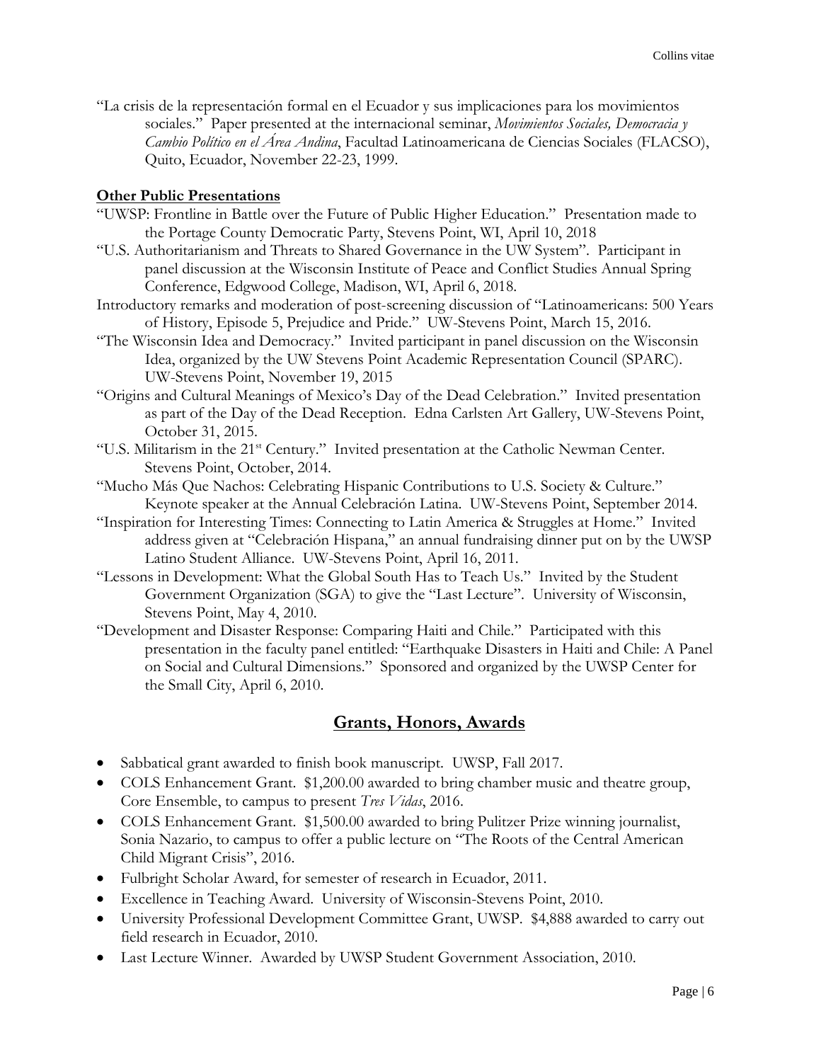"La crisis de la representación formal en el Ecuador y sus implicaciones para los movimientos sociales." Paper presented at the internacional seminar, *Movimientos Sociales, Democracia y Cambio Político en el Área Andina*, Facultad Latinoamericana de Ciencias Sociales (FLACSO), Quito, Ecuador, November 22-23, 1999.

**Other Public Presentations**

"UWSP: Frontline in Battle over the Future of Public Higher Education." Presentation made to the Portage County Democratic Party, Stevens Point, WI, April 10, 2018

"U.S. Authoritarianism and Threats to Shared Governance in the UW System". Participant in panel discussion at the Wisconsin Institute of Peace and Conflict Studies Annual Spring Conference, Edgwood College, Madison, WI, April 6, 2018.

Introductory remarks and moderation of post-screening discussion of "Latinoamericans: 500 Years of History, Episode 5, Prejudice and Pride." UW-Stevens Point, March 15, 2016.

"The Wisconsin Idea and Democracy." Invited participant in panel discussion on the Wisconsin Idea, organized by the UW Stevens Point Academic Representation Council (SPARC). UW-Stevens Point, November 19, 2015

"Origins and Cultural Meanings of Mexico's Day of the Dead Celebration." Invited presentation as part of the Day of the Dead Reception. Edna Carlsten Art Gallery, UW-Stevens Point, October 31, 2015.

"U.S. Militarism in the 21st Century." Invited presentation at the Catholic Newman Center. Stevens Point, October, 2014.

"Mucho Más Que Nachos: Celebrating Hispanic Contributions to U.S. Society & Culture." Keynote speaker at the Annual Celebración Latina. UW-Stevens Point, September 2014.

"Inspiration for Interesting Times: Connecting to Latin America & Struggles at Home." Invited address given at "Celebración Hispana," an annual fundraising dinner put on by the UWSP Latino Student Alliance. UW-Stevens Point, April 16, 2011.

"Lessons in Development: What the Global South Has to Teach Us." Invited by the Student Government Organization (SGA) to give the "Last Lecture". University of Wisconsin, Stevens Point, May 4, 2010.

"Development and Disaster Response: Comparing Haiti and Chile." Participated with this presentation in the faculty panel entitled: "Earthquake Disasters in Haiti and Chile: A Panel on Social and Cultural Dimensions." Sponsored and organized by the UWSP Center for the Small City, April 6, 2010.

## Grants, Honors, Awards

- Sabbatical grant awarded to finish book manuscript. UWSP, Fall 2017.
- COLS Enhancement Grant. $1,200.00 awarded to bring chamber music and theatre group, Core Ensemble, to campus to present *Tres Vidas*, 2016.
- COLS Enhancement Grant. $1,500.00 awarded to bring Pulitzer Prize winning journalist, Sonia Nazario, to campus to offer a public lecture on "The Roots of the Central American Child Migrant Crisis", 2016.
- Fulbright Scholar Award, for semester of research in Ecuador, 2011.
- Excellence in Teaching Award. University of Wisconsin-Stevens Point, 2010.
- University Professional Development Committee Grant, UWSP. $4,888 awarded to carry out field research in Ecuador, 2010.
- Last Lecture Winner. Awarded by UWSP Student Government Association, 2010.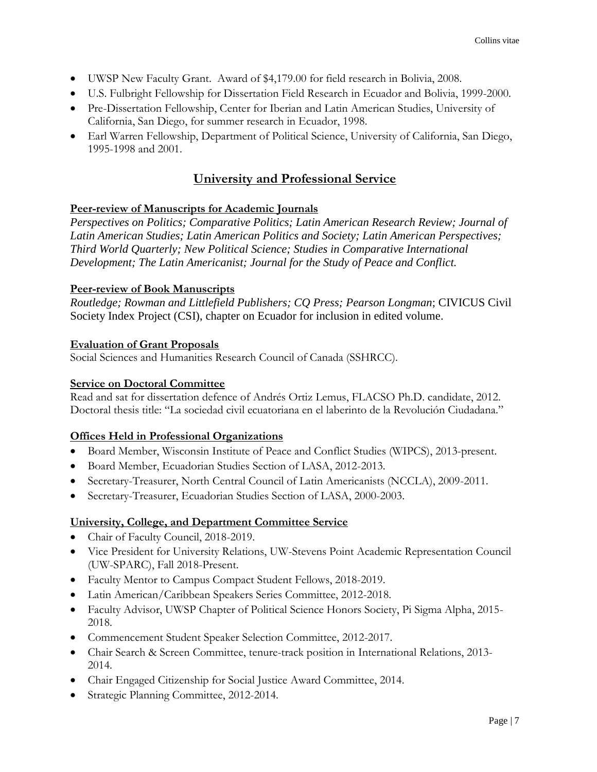- UWSP New Faculty Grant. Award of $4,179.00 for field research in Bolivia, 2008.
- U.S. Fulbright Fellowship for Dissertation Field Research in Ecuador and Bolivia, 1999-2000.
- Pre-Dissertation Fellowship, Center for Iberian and Latin American Studies, University of California, San Diego, for summer research in Ecuador, 1998.
- Earl Warren Fellowship, Department of Political Science, University of California, San Diego, 1995-1998 and 2001.

## University and Professional Service

### Peer-review of Manuscripts for Academic Journals

*Perspectives on Politics; Comparative Politics; Latin American Research Review; Journal of Latin American Studies; Latin American Politics and Society; Latin American Perspectives; Third World Quarterly; New Political Science; Studies in Comparative International Development; The Latin Americanist; Journal for the Study of Peace and Conflict.*

### Peer-review of Book Manuscripts

*Routledge; Rowman and Littlefield Publishers; CQ Press; Pearson Longman*; CIVICUS Civil Society Index Project (CSI), chapter on Ecuador for inclusion in edited volume.

### Evaluation of Grant Proposals

Social Sciences and Humanities Research Council of Canada (SSHRCC).

### Service on Doctoral Committee

Read and sat for dissertation defence of Andrés Ortiz Lemus, FLACSO Ph.D. candidate, 2012. Doctoral thesis title: "La sociedad civil ecuatoriana en el laberinto de la Revolución Ciudadana."

### Offices Held in Professional Organizations

- Board Member, Wisconsin Institute of Peace and Conflict Studies (WIPCS), 2013-present.
- Board Member, Ecuadorian Studies Section of LASA, 2012-2013.
- Secretary-Treasurer, North Central Council of Latin Americanists (NCCLA), 2009-2011.
- Secretary-Treasurer, Ecuadorian Studies Section of LASA, 2000-2003.

### University, College, and Department Committee Service

- Chair of Faculty Council, 2018-2019.
- Vice President for University Relations, UW-Stevens Point Academic Representation Council (UW-SPARC), Fall 2018-Present.
- Faculty Mentor to Campus Compact Student Fellows, 2018-2019.
- Latin American/Caribbean Speakers Series Committee, 2012-2018.
- Faculty Advisor, UWSP Chapter of Political Science Honors Society, Pi Sigma Alpha, 2015-2018.
- Commencement Student Speaker Selection Committee, 2012-2017.
- Chair Search & Screen Committee, tenure-track position in International Relations, 2013-2014.
- Chair Engaged Citizenship for Social Justice Award Committee, 2014.
- Strategic Planning Committee, 2012-2014.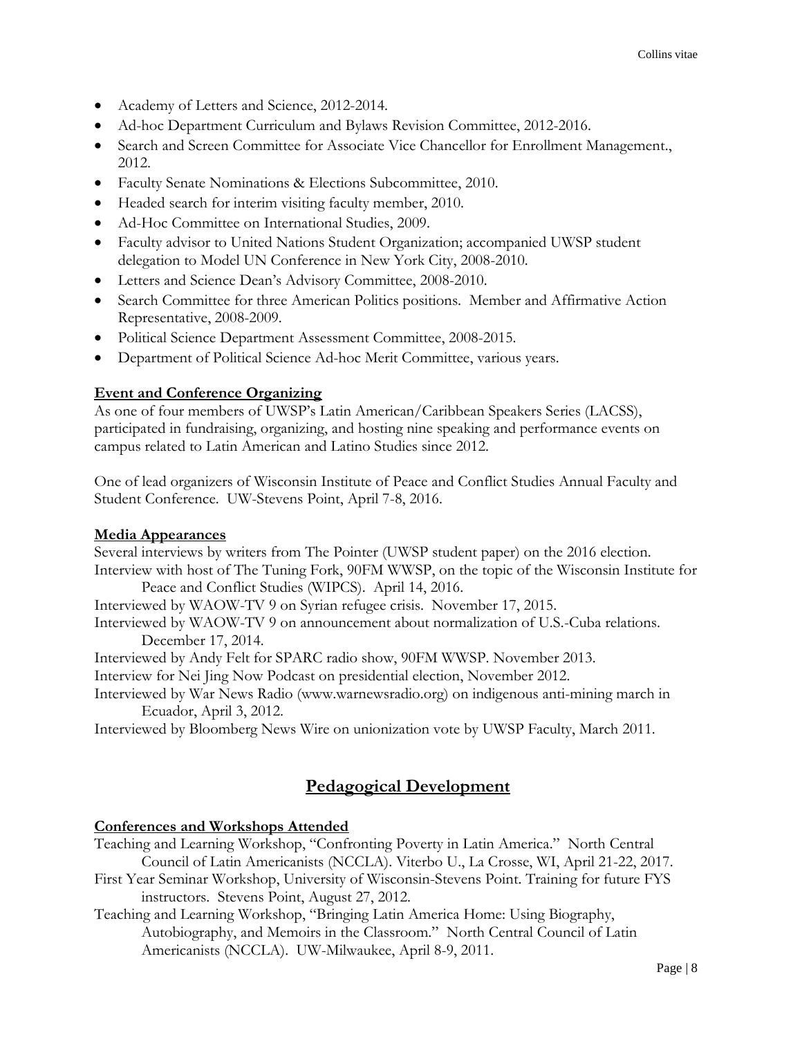- Academy of Letters and Science, 2012-2014.
- Ad-hoc Department Curriculum and Bylaws Revision Committee, 2012-2016.
- Search and Screen Committee for Associate Vice Chancellor for Enrollment Management., 2012.
- Faculty Senate Nominations & Elections Subcommittee, 2010.
- Headed search for interim visiting faculty member, 2010.
- Ad-Hoc Committee on International Studies, 2009.
- Faculty advisor to United Nations Student Organization; accompanied UWSP student delegation to Model UN Conference in New York City, 2008-2010.
- Letters and Science Dean's Advisory Committee, 2008-2010.
- Search Committee for three American Politics positions. Member and Affirmative Action Representative, 2008-2009.
- Political Science Department Assessment Committee, 2008-2015.
- Department of Political Science Ad-hoc Merit Committee, various years.

**Event and Conference Organizing**

As one of four members of UWSP's Latin American/Caribbean Speakers Series (LACSS), participated in fundraising, organizing, and hosting nine speaking and performance events on campus related to Latin American and Latino Studies since 2012.

One of lead organizers of Wisconsin Institute of Peace and Conflict Studies Annual Faculty and Student Conference. UW-Stevens Point, April 7-8, 2016.

**Media Appearances**

Several interviews by writers from The Pointer (UWSP student paper) on the 2016 election.

Interview with host of The Tuning Fork, 90FM WWSP, on the topic of the Wisconsin Institute for Peace and Conflict Studies (WIPCS). April 14, 2016.

Interviewed by WAOW-TV 9 on Syrian refugee crisis. November 17, 2015.

Interviewed by WAOW-TV 9 on announcement about normalization of U.S.-Cuba relations. December 17, 2014.

Interviewed by Andy Felt for SPARC radio show, 90FM WWSP. November 2013.

Interview for Nei Jing Now Podcast on presidential election, November 2012.

Interviewed by War News Radio (www.warnewsradio.org) on indigenous anti-mining march in Ecuador, April 3, 2012.

Interviewed by Bloomberg News Wire on unionization vote by UWSP Faculty, March 2011.

## Pedagogical Development

**Conferences and Workshops Attended**

Teaching and Learning Workshop, "Confronting Poverty in Latin America." North Central Council of Latin Americanists (NCCLA). Viterbo U., La Crosse, WI, April 21-22, 2017.

First Year Seminar Workshop, University of Wisconsin-Stevens Point. Training for future FYS instructors. Stevens Point, August 27, 2012.

Teaching and Learning Workshop, "Bringing Latin America Home: Using Biography, Autobiography, and Memoirs in the Classroom." North Central Council of Latin Americanists (NCCLA). UW-Milwaukee, April 8-9, 2011.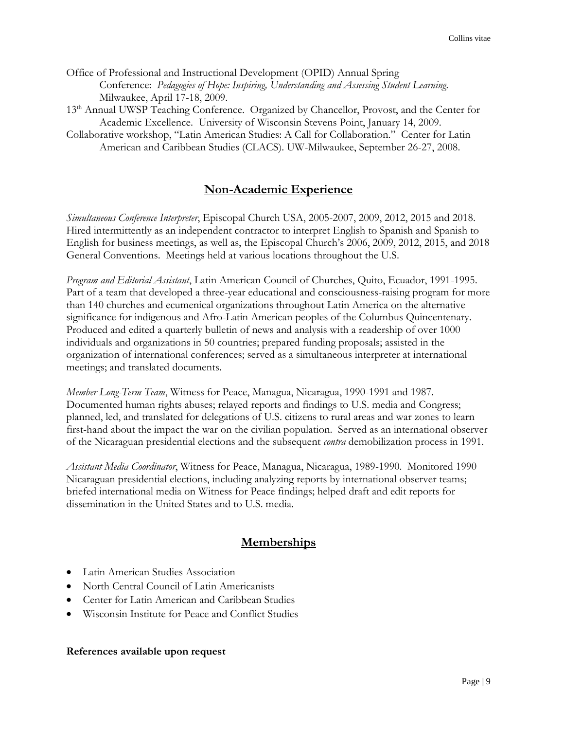Office of Professional and Instructional Development (OPID) Annual Spring Conference: *Pedagogies of Hope: Inspiring, Understanding and Assessing Student Learning.* Milwaukee, April 17-18, 2009.

13th Annual UWSP Teaching Conference. Organized by Chancellor, Provost, and the Center for Academic Excellence. University of Wisconsin Stevens Point, January 14, 2009.

Collaborative workshop, "Latin American Studies: A Call for Collaboration." Center for Latin American and Caribbean Studies (CLACS). UW-Milwaukee, September 26-27, 2008.

## Non-Academic Experience

*Simultaneous Conference Interpreter*, Episcopal Church USA, 2005-2007, 2009, 2012, 2015 and 2018. Hired intermittently as an independent contractor to interpret English to Spanish and Spanish to English for business meetings, as well as, the Episcopal Church's 2006, 2009, 2012, 2015, and 2018 General Conventions. Meetings held at various locations throughout the U.S.

*Program and Editorial Assistant*, Latin American Council of Churches, Quito, Ecuador, 1991-1995. Part of a team that developed a three-year educational and consciousness-raising program for more than 140 churches and ecumenical organizations throughout Latin America on the alternative significance for indigenous and Afro-Latin American peoples of the Columbus Quincentenary. Produced and edited a quarterly bulletin of news and analysis with a readership of over 1000 individuals and organizations in 50 countries; prepared funding proposals; assisted in the organization of international conferences; served as a simultaneous interpreter at international meetings; and translated documents.

*Member Long-Term Team*, Witness for Peace, Managua, Nicaragua, 1990-1991 and 1987. Documented human rights abuses; relayed reports and findings to U.S. media and Congress; planned, led, and translated for delegations of U.S. citizens to rural areas and war zones to learn first-hand about the impact the war on the civilian population. Served as an international observer of the Nicaraguan presidential elections and the subsequent *contra* demobilization process in 1991.

*Assistant Media Coordinator*, Witness for Peace, Managua, Nicaragua, 1989-1990. Monitored 1990 Nicaraguan presidential elections, including analyzing reports by international observer teams; briefed international media on Witness for Peace findings; helped draft and edit reports for dissemination in the United States and to U.S. media.

## Memberships

- Latin American Studies Association
- North Central Council of Latin Americanists
- Center for Latin American and Caribbean Studies
- Wisconsin Institute for Peace and Conflict Studies

**References available upon request**